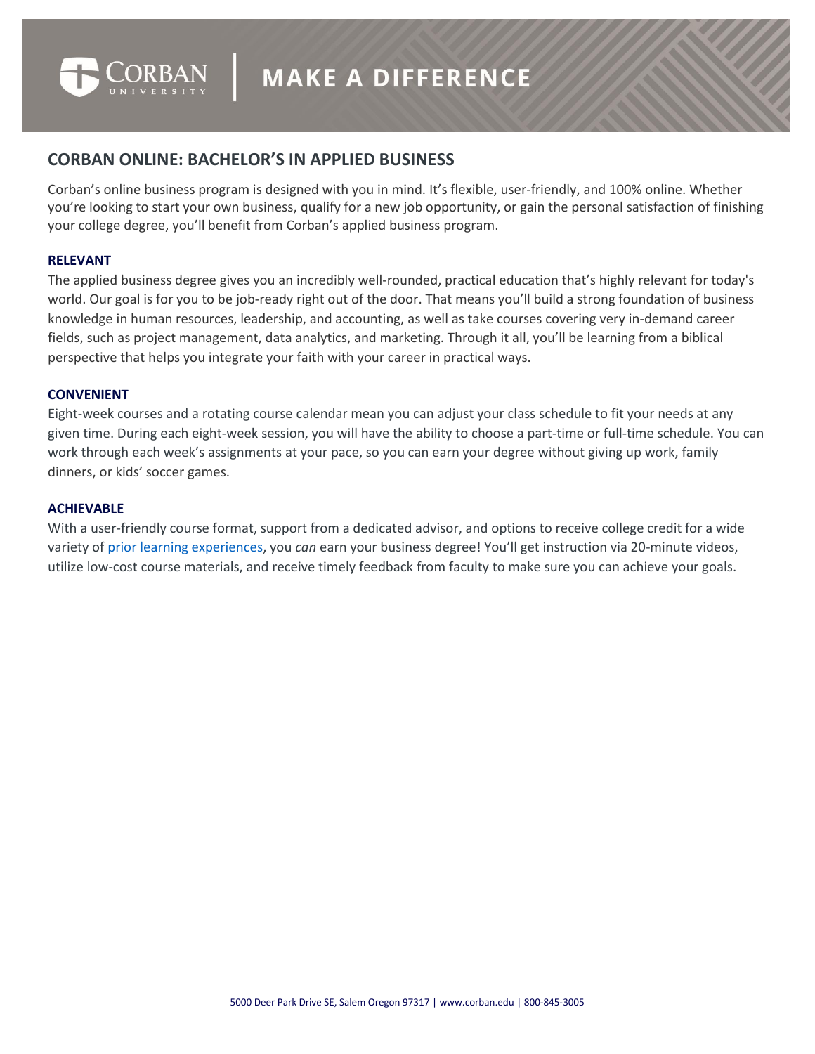# MAKE A DIFFERENCE

## CORBAN ONLINE: BACHELOR'S IN APPLIED BUSINESS

Corban's online business program is designed with you in mind. It's flexible, user-friendly, and 100% online. Whether you're looking to start your own business, qualify for a new job opportunity, or gain the personal satisfaction of finishing your college degree, you'll benefit from Corban's applied business program.

### RELEVANT

The applied business degree gives you an incredibly well-rounded, practical education that's highly relevant for today's world. Our goal is for you to be job-ready right out of the door. That means you'll build a strong foundation of business knowledge in human resources, leadership, and accounting, as well as take courses covering very in-demand career fields, such as project management, data analytics, and marketing. Through it all, you'll be learning from a biblical perspective that helps you integrate your faith with your career in practical ways.

### CONVENIENT

Eight-week courses and a rotating course calendar mean you can adjust your class schedule to fit your needs at any given time. During each eight-week session, you will have the ability to choose a part-time or full-time schedule. You can work through each week's assignments at your pace, so you can earn your degree without giving up work, family dinners, or kids' soccer games.

### ACHIEVABLE

With a user-friendly course format, support from a dedicated advisor, and options to receive college credit for a wide variety of prior learning experiences, you *can* earn your business degree! You'll get instruction via 20-minute videos, utilize low-cost course materials, and receive timely feedback from faculty to make sure you can achieve your goals.

5000 Deer Park Drive SE, Salem Oregon 97317 | www.corban.edu | 800-845-3005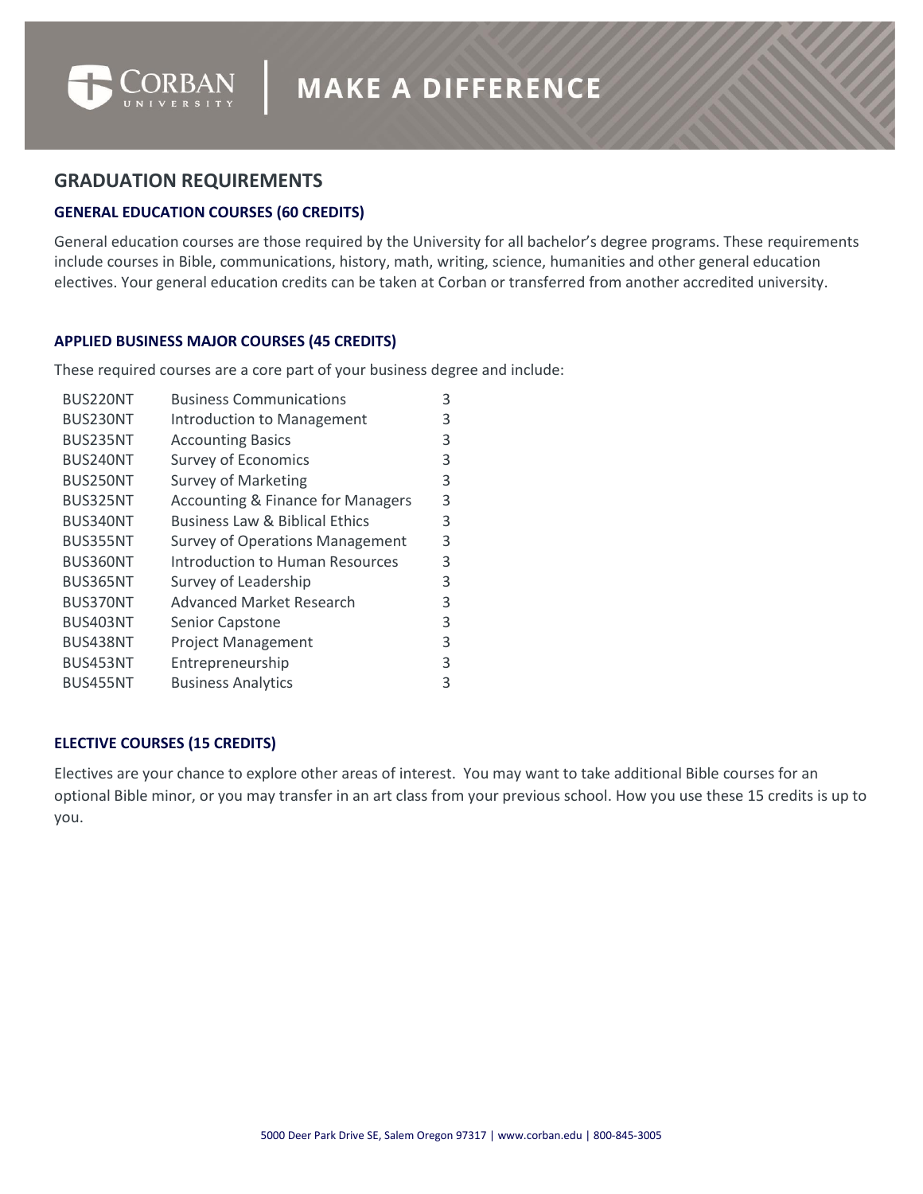## GRADUATION REQUIREMENTS

### GENERAL EDUCATION COURSES (60 CREDITS)

General education courses are those required by the University for all bachelor's degree programs. These requirements include courses in Bible, communications, history, math, writing, science, humanities and other general education electives. Your general education credits can be taken at Corban or transferred from another accredited university.

### APPLIED BUSINESS MAJOR COURSES (45 CREDITS)

These required courses are a core part of your business degree and include:

| Course | Title | Credits |
|---|---|---|
| BUS220NT | Business Communications | 3 |
| BUS230NT | Introduction to Management | 3 |
| BUS235NT | Accounting Basics | 3 |
| BUS240NT | Survey of Economics | 3 |
| BUS250NT | Survey of Marketing | 3 |
| BUS325NT | Accounting & Finance for Managers | 3 |
| BUS340NT | Business Law & Biblical Ethics | 3 |
| BUS355NT | Survey of Operations Management | 3 |
| BUS360NT | Introduction to Human Resources | 3 |
| BUS365NT | Survey of Leadership | 3 |
| BUS370NT | Advanced Market Research | 3 |
| BUS403NT | Senior Capstone | 3 |
| BUS438NT | Project Management | 3 |
| BUS453NT | Entrepreneurship | 3 |
| BUS455NT | Business Analytics | 3 |

### ELECTIVE COURSES (15 CREDITS)

Electives are your chance to explore other areas of interest. You may want to take additional Bible courses for an optional Bible minor, or you may transfer in an art class from your previous school. How you use these 15 credits is up to you.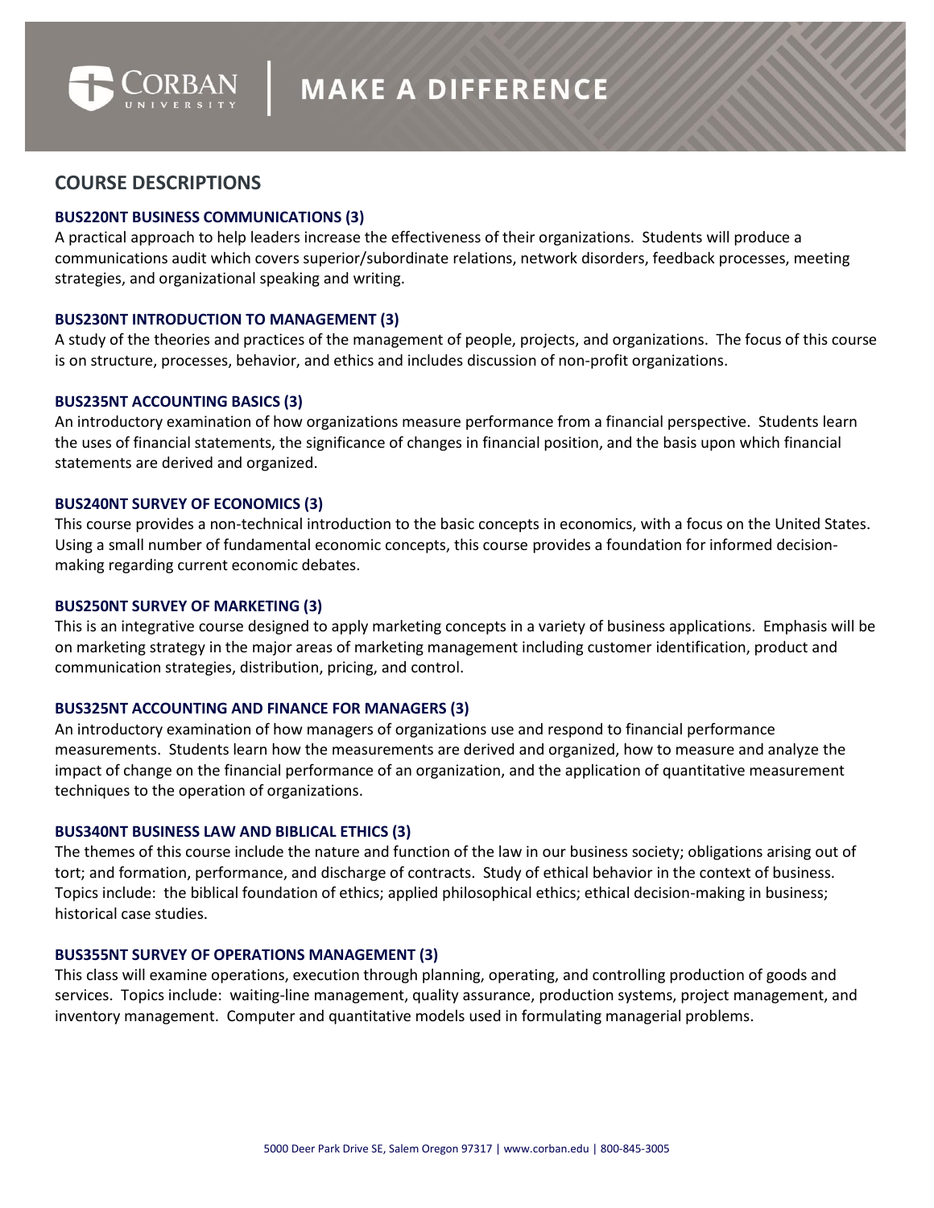## COURSE DESCRIPTIONS

### BUS220NT BUSINESS COMMUNICATIONS (3)

A practical approach to help leaders increase the effectiveness of their organizations. Students will produce a communications audit which covers superior/subordinate relations, network disorders, feedback processes, meeting strategies, and organizational speaking and writing.

### BUS230NT INTRODUCTION TO MANAGEMENT (3)

A study of the theories and practices of the management of people, projects, and organizations. The focus of this course is on structure, processes, behavior, and ethics and includes discussion of non-profit organizations.

### BUS235NT ACCOUNTING BASICS (3)

An introductory examination of how organizations measure performance from a financial perspective. Students learn the uses of financial statements, the significance of changes in financial position, and the basis upon which financial statements are derived and organized.

### BUS240NT SURVEY OF ECONOMICS (3)

This course provides a non-technical introduction to the basic concepts in economics, with a focus on the United States. Using a small number of fundamental economic concepts, this course provides a foundation for informed decision-making regarding current economic debates.

### BUS250NT SURVEY OF MARKETING (3)

This is an integrative course designed to apply marketing concepts in a variety of business applications. Emphasis will be on marketing strategy in the major areas of marketing management including customer identification, product and communication strategies, distribution, pricing, and control.

### BUS325NT ACCOUNTING AND FINANCE FOR MANAGERS (3)

An introductory examination of how managers of organizations use and respond to financial performance measurements. Students learn how the measurements are derived and organized, how to measure and analyze the impact of change on the financial performance of an organization, and the application of quantitative measurement techniques to the operation of organizations.

### BUS340NT BUSINESS LAW AND BIBLICAL ETHICS (3)

The themes of this course include the nature and function of the law in our business society; obligations arising out of tort; and formation, performance, and discharge of contracts. Study of ethical behavior in the context of business. Topics include: the biblical foundation of ethics; applied philosophical ethics; ethical decision-making in business; historical case studies.

### BUS355NT SURVEY OF OPERATIONS MANAGEMENT (3)

This class will examine operations, execution through planning, operating, and controlling production of goods and services. Topics include: waiting-line management, quality assurance, production systems, project management, and inventory management. Computer and quantitative models used in formulating managerial problems.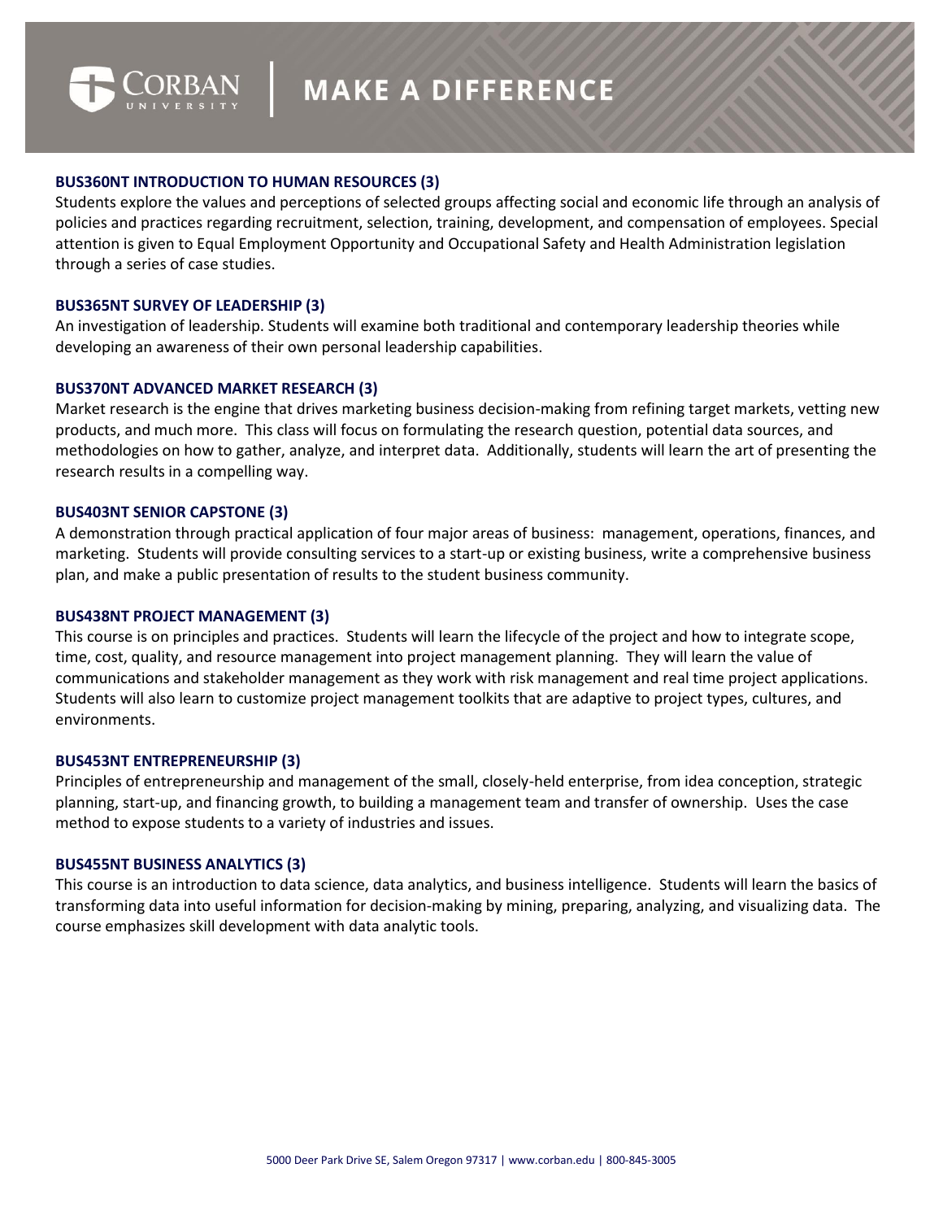### BUS360NT INTRODUCTION TO HUMAN RESOURCES (3)

Students explore the values and perceptions of selected groups affecting social and economic life through an analysis of policies and practices regarding recruitment, selection, training, development, and compensation of employees. Special attention is given to Equal Employment Opportunity and Occupational Safety and Health Administration legislation through a series of case studies.

### BUS365NT SURVEY OF LEADERSHIP (3)

An investigation of leadership. Students will examine both traditional and contemporary leadership theories while developing an awareness of their own personal leadership capabilities.

### BUS370NT ADVANCED MARKET RESEARCH (3)

Market research is the engine that drives marketing business decision-making from refining target markets, vetting new products, and much more. This class will focus on formulating the research question, potential data sources, and methodologies on how to gather, analyze, and interpret data. Additionally, students will learn the art of presenting the research results in a compelling way.

### BUS403NT SENIOR CAPSTONE (3)

A demonstration through practical application of four major areas of business: management, operations, finances, and marketing. Students will provide consulting services to a start-up or existing business, write a comprehensive business plan, and make a public presentation of results to the student business community.

### BUS438NT PROJECT MANAGEMENT (3)

This course is on principles and practices. Students will learn the lifecycle of the project and how to integrate scope, time, cost, quality, and resource management into project management planning. They will learn the value of communications and stakeholder management as they work with risk management and real time project applications. Students will also learn to customize project management toolkits that are adaptive to project types, cultures, and environments.

### BUS453NT ENTREPRENEURSHIP (3)

Principles of entrepreneurship and management of the small, closely-held enterprise, from idea conception, strategic planning, start-up, and financing growth, to building a management team and transfer of ownership. Uses the case method to expose students to a variety of industries and issues.

### BUS455NT BUSINESS ANALYTICS (3)

This course is an introduction to data science, data analytics, and business intelligence. Students will learn the basics of transforming data into useful information for decision-making by mining, preparing, analyzing, and visualizing data. The course emphasizes skill development with data analytic tools.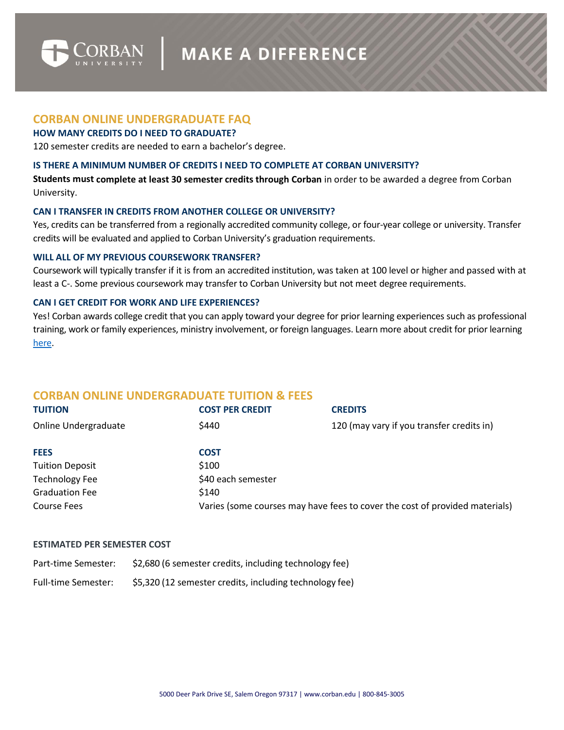CORBAN UNIVERSITY | MAKE A DIFFERENCE

## CORBAN ONLINE UNDERGRADUATE FAQ

### HOW MANY CREDITS DO I NEED TO GRADUATE?

120 semester credits are needed to earn a bachelor's degree.

### IS THERE A MINIMUM NUMBER OF CREDITS I NEED TO COMPLETE AT CORBAN UNIVERSITY?

**Students must complete at least 30 semester credits through Corban** in order to be awarded a degree from Corban University.

### CAN I TRANSFER IN CREDITS FROM ANOTHER COLLEGE OR UNIVERSITY?

Yes, credits can be transferred from a regionally accredited community college, or four-year college or university. Transfer credits will be evaluated and applied to Corban University's graduation requirements.

### WILL ALL OF MY PREVIOUS COURSEWORK TRANSFER?

Coursework will typically transfer if it is from an accredited institution, was taken at 100 level or higher and passed with at least a C-. Some previous coursework may transfer to Corban University but not meet degree requirements.

### CAN I GET CREDIT FOR WORK AND LIFE EXPERIENCES?

Yes! Corban awards college credit that you can apply toward your degree for prior learning experiences such as professional training, work or family experiences, ministry involvement, or foreign languages. Learn more about credit for prior learning here.

## CORBAN ONLINE UNDERGRADUATE TUITION & FEES

| TUITION | COST PER CREDIT | CREDITS |
|---|---|---|
| Online Undergraduate | $440 | 120 (may vary if you transfer credits in) |

| FEES | COST |
|---|---|
| Tuition Deposit | $100 |
| Technology Fee | $40 each semester |
| Graduation Fee | $140 |
| Course Fees | Varies (some courses may have fees to cover the cost of provided materials) |

### ESTIMATED PER SEMESTER COST

| | |
|---|---|
| Part-time Semester: | $2,680 (6 semester credits, including technology fee) |
| Full-time Semester: | $5,320 (12 semester credits, including technology fee) |

5000 Deer Park Drive SE, Salem Oregon 97317 | www.corban.edu | 800-845-3005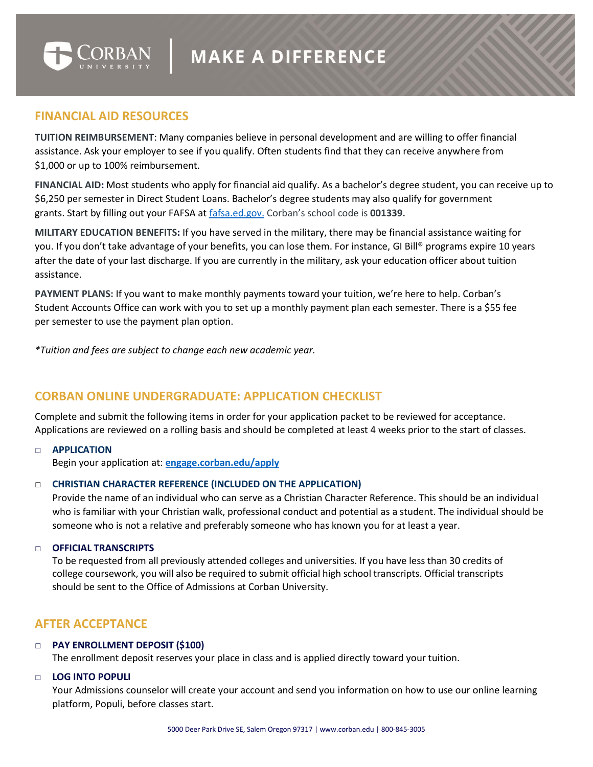CORBAN UNIVERSITY | MAKE A DIFFERENCE

## FINANCIAL AID RESOURCES

**TUITION REIMBURSEMENT**: Many companies believe in personal development and are willing to offer financial assistance. Ask your employer to see if you qualify. Often students find that they can receive anywhere from $1,000 or up to 100% reimbursement.

**FINANCIAL AID:** Most students who apply for financial aid qualify. As a bachelor's degree student, you can receive up to $6,250 per semester in Direct Student Loans. Bachelor's degree students may also qualify for government grants. Start by filling out your FAFSA at fafsa.ed.gov. Corban's school code is **001339.**

**MILITARY EDUCATION BENEFITS:** If you have served in the military, there may be financial assistance waiting for you. If you don't take advantage of your benefits, you can lose them. For instance, GI Bill® programs expire 10 years after the date of your last discharge. If you are currently in the military, ask your education officer about tuition assistance.

**PAYMENT PLANS:** If you want to make monthly payments toward your tuition, we're here to help. Corban's Student Accounts Office can work with you to set up a monthly payment plan each semester. There is a $55 fee per semester to use the payment plan option.

*\*Tuition and fees are subject to change each new academic year.*

## CORBAN ONLINE UNDERGRADUATE: APPLICATION CHECKLIST

Complete and submit the following items in order for your application packet to be reviewed for acceptance. Applications are reviewed on a rolling basis and should be completed at least 4 weeks prior to the start of classes.

- ☐ **APPLICATION**
  Begin your application at: **engage.corban.edu/apply**

- ☐ **CHRISTIAN CHARACTER REFERENCE (INCLUDED ON THE APPLICATION)**
  Provide the name of an individual who can serve as a Christian Character Reference. This should be an individual who is familiar with your Christian walk, professional conduct and potential as a student. The individual should be someone who is not a relative and preferably someone who has known you for at least a year.

- ☐ **OFFICIAL TRANSCRIPTS**
  To be requested from all previously attended colleges and universities. If you have less than 30 credits of college coursework, you will also be required to submit official high school transcripts. Official transcripts should be sent to the Office of Admissions at Corban University.

## AFTER ACCEPTANCE

- ☐ **PAY ENROLLMENT DEPOSIT ($100)**
  The enrollment deposit reserves your place in class and is applied directly toward your tuition.

- ☐ **LOG INTO POPULI**
  Your Admissions counselor will create your account and send you information on how to use our online learning platform, Populi, before classes start.

5000 Deer Park Drive SE, Salem Oregon 97317 | www.corban.edu | 800-845-3005